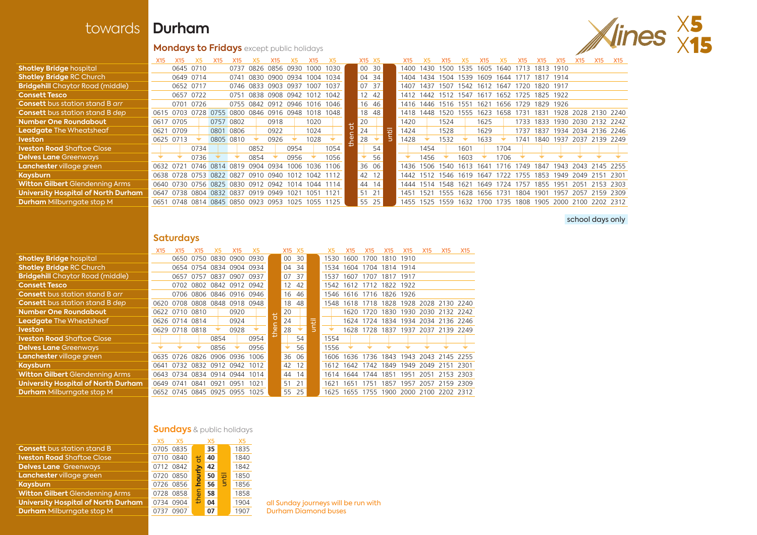# towards Durham

**X5 X15** — Xlines

## Mondays to Fridays except public holidays

| Stop | X15 | X15 | X5 | X15 | X15 | X5 | X15 | X5 | X15 | X5 | | X15 | X5 | | X15 | X5 | X15 | X5 | X15 | X5 | X15 | X15 | X15 | X15 | X15 | X15 |
|---|---|---|---|---|---|---|---|---|---|---|---|---|---|---|---|---|---|---|---|---|---|---|---|---|---|---|
| **Shotley Bridge** hospital | | 0645 | 0710 | | 0737 | 0826 | 0856 | 0930 | 1000 | 1030 | then at | 00 | 30 | until | 1400 | 1430 | 1500 | 1535 | 1605 | 1640 | 1713 | 1813 | 1910 | | | |
| **Shotley Bridge** RC Church | | 0649 | 0714 | | 0741 | 0830 | 0900 | 0934 | 1004 | 1034 | | 04 | 34 | | 1404 | 1434 | 1504 | 1539 | 1609 | 1644 | 1717 | 1817 | 1914 | | | |
| **Bridgehill** Chaytor Road (middle) | | 0652 | 0717 | | 0746 | 0833 | 0903 | 0937 | 1007 | 1037 | | 07 | 37 | | 1407 | 1437 | 1507 | 1542 | 1612 | 1647 | 1720 | 1820 | 1917 | | | |
| **Consett** Tesco | | 0657 | 0722 | | 0751 | 0838 | 0908 | 0942 | 1012 | 1042 | | 12 | 42 | | 1412 | 1442 | 1512 | 1547 | 1617 | 1652 | 1725 | 1825 | 1922 | | | |
| **Consett** bus station stand B *arr* | | 0701 | 0726 | | 0755 | 0842 | 0912 | 0946 | 1016 | 1046 | | 16 | 46 | | 1416 | 1446 | 1516 | 1551 | 1621 | 1656 | 1729 | 1829 | 1926 | | | |
| **Consett** bus station stand B *dep* | 0615 | 0703 | 0728 | 0755 | 0800 | 0846 | 0916 | 0948 | 1018 | 1048 | | 18 | 48 | | 1418 | 1448 | 1520 | 1555 | 1623 | 1658 | 1731 | 1831 | 1928 | 2028 | 2130 | 2240 |
| **Number One Roundabout** | 0617 | 0705 | | 0757 | 0802 | | 0918 | | 1020 | | | 20 | | | 1420 | | 1524 | | 1625 | | 1733 | 1833 | 1930 | 2030 | 2132 | 2242 |
| **Leadgate** The Wheatsheaf | 0621 | 0709 | | 0801 | 0806 | | 0922 | | 1024 | | | 24 | | | 1424 | | 1528 | | 1629 | | 1737 | 1837 | 1934 | 2034 | 2136 | 2246 |
| **Iveston** | 0625 | 0713 | ▼ | 0805 | 0810 | ▼ | 0926 | ▼ | 1028 | ▼ | | 28 | ▼ | | 1428 | ▼ | 1532 | ▼ | 1633 | ▼ | 1741 | 1840 | 1937 | 2037 | 2139 | 2249 |
| **Iveston Road** Shaftoe Close | | | 0734 | | | 0852 | | 0954 | | 1054 | | | 54 | | | 1454 | | 1601 | | 1704 | | | | | | |
| **Delves Lane** Greenways | ▼ | ▼ | 0736 | ▼ | ▼ | 0854 | ▼ | 0956 | ▼ | 1056 | | ▼ | 56 | | ▼ | 1456 | ▼ | 1603 | ▼ | 1706 | ▼ | ▼ | ▼ | ▼ | ▼ | ▼ |
| **Lanchester** village green | 0632 | 0721 | 0746 | 0814 | 0819 | 0904 | 0934 | 1006 | 1036 | 1106 | | 36 | 06 | | 1436 | 1506 | 1540 | 1613 | 1641 | 1716 | 1749 | 1847 | 1943 | 2043 | 2145 | 2255 |
| **Kaysburn** | 0638 | 0728 | 0753 | 0822 | 0827 | 0910 | 0940 | 1012 | 1042 | 1112 | | 42 | 12 | | 1442 | 1512 | 1546 | 1619 | 1647 | 1722 | 1755 | 1853 | 1949 | 2049 | 2151 | 2301 |
| **Witton Gilbert** Glendenning Arms | 0640 | 0730 | 0756 | 0825 | 0830 | 0912 | 0942 | 1014 | 1044 | 1114 | | 44 | 14 | | 1444 | 1514 | 1548 | 1621 | 1649 | 1724 | 1757 | 1855 | 1951 | 2051 | 2153 | 2303 |
| **University Hospital of North Durham** | 0647 | 0738 | 0804 | 0832 | 0837 | 0919 | 0949 | 1021 | 1051 | 1121 | | 51 | 21 | | 1451 | 1521 | 1555 | 1628 | 1656 | 1731 | 1804 | 1901 | 1957 | 2057 | 2159 | 2309 |
| **Durham** Milburngate stop M | 0651 | 0748 | 0814 | 0845 | 0850 | 0923 | 0953 | 1025 | 1055 | 1125 | | 55 | 25 | | 1455 | 1525 | 1559 | 1632 | 1700 | 1735 | 1808 | 1905 | 2000 | 2100 | 2202 | 2312 |

school days only (0755 X15 journey from Consett)

## Saturdays

| Stop | X15 | X15 | X15 | X5 | X15 | X5 | | X15 | X5 | | X5 | X15 | X15 | X15 | X15 | X15 | X15 | X15 |
|---|---|---|---|---|---|---|---|---|---|---|---|---|---|---|---|---|---|---|
| **Shotley Bridge** hospital | | 0650 | 0750 | 0830 | 0900 | 0930 | then at | 00 | 30 | until | 1530 | 1600 | 1700 | 1810 | 1910 | | | |
| **Shotley Bridge** RC Church | | 0654 | 0754 | 0834 | 0904 | 0934 | | 04 | 34 | | 1534 | 1604 | 1704 | 1814 | 1914 | | | |
| **Bridgehill** Chaytor Road (middle) | | 0657 | 0757 | 0837 | 0907 | 0937 | | 07 | 37 | | 1537 | 1607 | 1707 | 1817 | 1917 | | | |
| **Consett** Tesco | | 0702 | 0802 | 0842 | 0912 | 0942 | | 12 | 42 | | 1542 | 1612 | 1712 | 1822 | 1922 | | | |
| **Consett** bus station stand B *arr* | | 0706 | 0806 | 0846 | 0916 | 0946 | | 16 | 46 | | 1546 | 1616 | 1716 | 1826 | 1926 | | | |
| **Consett** bus station stand B *dep* | 0620 | 0708 | 0808 | 0848 | 0918 | 0948 | | 18 | 48 | | 1548 | 1618 | 1718 | 1828 | 1928 | 2028 | 2130 | 2240 |
| **Number One Roundabout** | 0622 | 0710 | 0810 | | 0920 | | | 20 | | | | 1620 | 1720 | 1830 | 1930 | 2030 | 2132 | 2242 |
| **Leadgate** The Wheatsheaf | 0626 | 0714 | 0814 | | 0924 | | | 24 | | | | 1624 | 1724 | 1834 | 1934 | 2034 | 2136 | 2246 |
| **Iveston** | 0629 | 0718 | 0818 | ▼ | 0928 | ▼ | | 28 | ▼ | | ▼ | 1628 | 1728 | 1837 | 1937 | 2037 | 2139 | 2249 |
| **Iveston Road** Shaftoe Close | | | | 0854 | | 0954 | | | 54 | | 1554 | | | | | | | |
| **Delves Lane** Greenways | ▼ | ▼ | ▼ | 0856 | ▼ | 0956 | | ▼ | 56 | | 1556 | ▼ | ▼ | ▼ | ▼ | ▼ | ▼ | ▼ |
| **Lanchester** village green | 0635 | 0726 | 0826 | 0906 | 0936 | 1006 | | 36 | 06 | | 1606 | 1636 | 1736 | 1843 | 1943 | 2043 | 2145 | 2255 |
| **Kaysburn** | 0641 | 0732 | 0832 | 0912 | 0942 | 1012 | | 42 | 12 | | 1612 | 1642 | 1742 | 1849 | 1949 | 2049 | 2151 | 2301 |
| **Witton Gilbert** Glendenning Arms | 0643 | 0734 | 0834 | 0914 | 0944 | 1014 | | 44 | 14 | | 1614 | 1644 | 1744 | 1851 | 1951 | 2051 | 2153 | 2303 |
| **University Hospital of North Durham** | 0649 | 0741 | 0841 | 0921 | 0951 | 1021 | | 51 | 21 | | 1621 | 1651 | 1751 | 1857 | 1957 | 2057 | 2159 | 2309 |
| **Durham** Milburngate stop M | 0652 | 0745 | 0845 | 0925 | 0955 | 1025 | | 55 | 25 | | 1625 | 1655 | 1755 | 1900 | 2000 | 2100 | 2202 | 2312 |

## Sundays & public holidays

| Stop | X5 | X5 | | X5 | | X5 |
|---|---|---|---|---|---|---|
| **Consett** bus station stand B | 0705 | 0835 | then **hourly** at | **35** | until | 1835 |
| **Iveston Road** Shaftoe Close | 0710 | 0840 | | **40** | | 1840 |
| **Delves Lane** Greenways | 0712 | 0842 | | **42** | | 1842 |
| **Lanchester** village green | 0720 | 0850 | | **50** | | 1850 |
| **Kaysburn** | 0726 | 0856 | | **56** | | 1856 |
| **Witton Gilbert** Glendenning Arms | 0728 | 0858 | | **58** | | 1858 |
| **University Hospital of North Durham** | 0734 | 0904 | | **04** | | 1904 |
| **Durham** Milburngate stop M | 0737 | 0907 | | **07** | | 1907 |

all Sunday journeys will be run with Durham Diamond buses